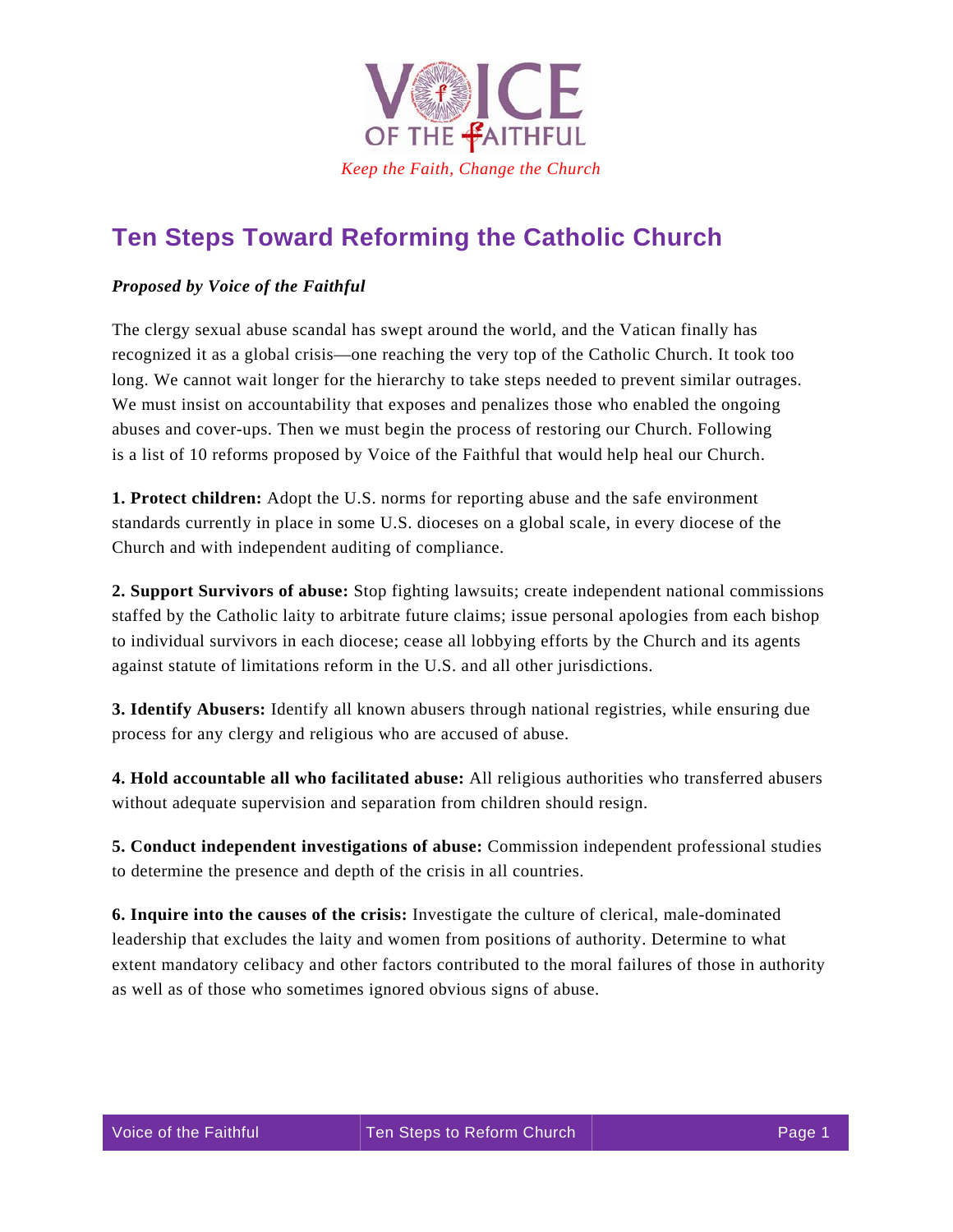VOICE OF THE FAITHFUL

*Keep the Faith, Change the Church*

# Ten Steps Toward Reforming the Catholic Church

***Proposed by Voice of the Faithful***

The clergy sexual abuse scandal has swept around the world, and the Vatican finally has recognized it as a global crisis—one reaching the very top of the Catholic Church. It took too long. We cannot wait longer for the hierarchy to take steps needed to prevent similar outrages. We must insist on accountability that exposes and penalizes those who enabled the ongoing abuses and cover-ups. Then we must begin the process of restoring our Church. Following is a list of 10 reforms proposed by Voice of the Faithful that would help heal our Church.

**1. Protect children:** Adopt the U.S. norms for reporting abuse and the safe environment standards currently in place in some U.S. dioceses on a global scale, in every diocese of the Church and with independent auditing of compliance.

**2. Support Survivors of abuse:** Stop fighting lawsuits; create independent national commissions staffed by the Catholic laity to arbitrate future claims; issue personal apologies from each bishop to individual survivors in each diocese; cease all lobbying efforts by the Church and its agents against statute of limitations reform in the U.S. and all other jurisdictions.

**3. Identify Abusers:** Identify all known abusers through national registries, while ensuring due process for any clergy and religious who are accused of abuse.

**4. Hold accountable all who facilitated abuse:** All religious authorities who transferred abusers without adequate supervision and separation from children should resign.

**5. Conduct independent investigations of abuse:** Commission independent professional studies to determine the presence and depth of the crisis in all countries.

**6. Inquire into the causes of the crisis:** Investigate the culture of clerical, male-dominated leadership that excludes the laity and women from positions of authority. Determine to what extent mandatory celibacy and other factors contributed to the moral failures of those in authority as well as of those who sometimes ignored obvious signs of abuse.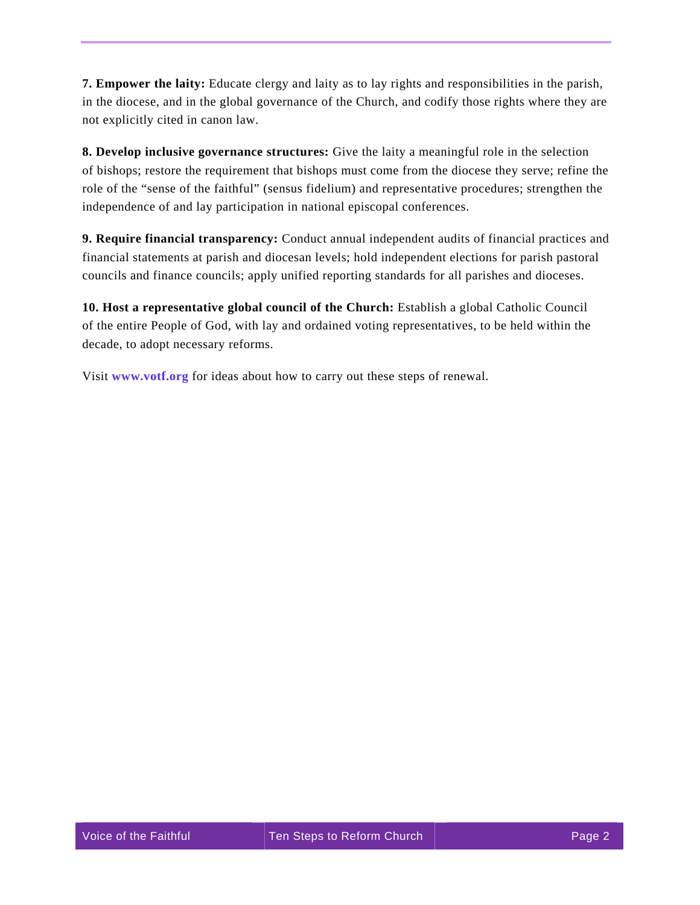**7. Empower the laity:** Educate clergy and laity as to lay rights and responsibilities in the parish, in the diocese, and in the global governance of the Church, and codify those rights where they are not explicitly cited in canon law.

**8. Develop inclusive governance structures:** Give the laity a meaningful role in the selection of bishops; restore the requirement that bishops must come from the diocese they serve; refine the role of the “sense of the faithful” (sensus fidelium) and representative procedures; strengthen the independence of and lay participation in national episcopal conferences.

**9. Require financial transparency:** Conduct annual independent audits of financial practices and financial statements at parish and diocesan levels; hold independent elections for parish pastoral councils and finance councils; apply unified reporting standards for all parishes and dioceses.

**10. Host a representative global council of the Church:** Establish a global Catholic Council of the entire People of God, with lay and ordained voting representatives, to be held within the decade, to adopt necessary reforms.

Visit **www.votf.org** for ideas about how to carry out these steps of renewal.